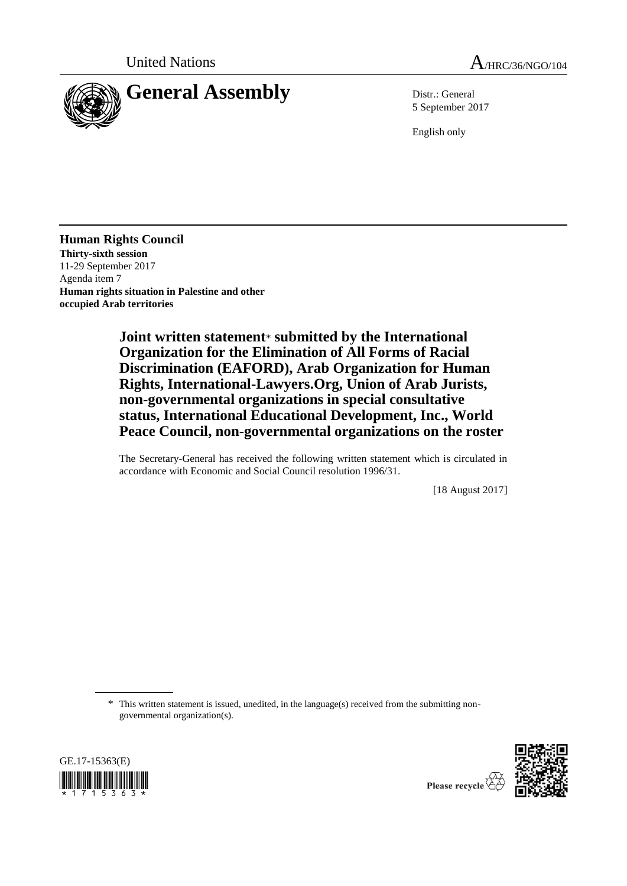United Nations

A/HRC/36/NGO/104

# General Assembly

Distr.: General
5 September 2017

English only

**Human Rights Council**
**Thirty-sixth session**
11-29 September 2017
Agenda item 7
**Human rights situation in Palestine and other occupied Arab territories**

## Joint written statement* submitted by the International Organization for the Elimination of All Forms of Racial Discrimination (EAFORD), Arab Organization for Human Rights, International-Lawyers.Org, Union of Arab Jurists, non-governmental organizations in special consultative status, International Educational Development, Inc., World Peace Council, non-governmental organizations on the roster

The Secretary-General has received the following written statement which is circulated in accordance with Economic and Social Council resolution 1996/31.

[18 August 2017]

\* This written statement is issued, unedited, in the language(s) received from the submitting non-governmental organization(s).

GE.17-15363(E)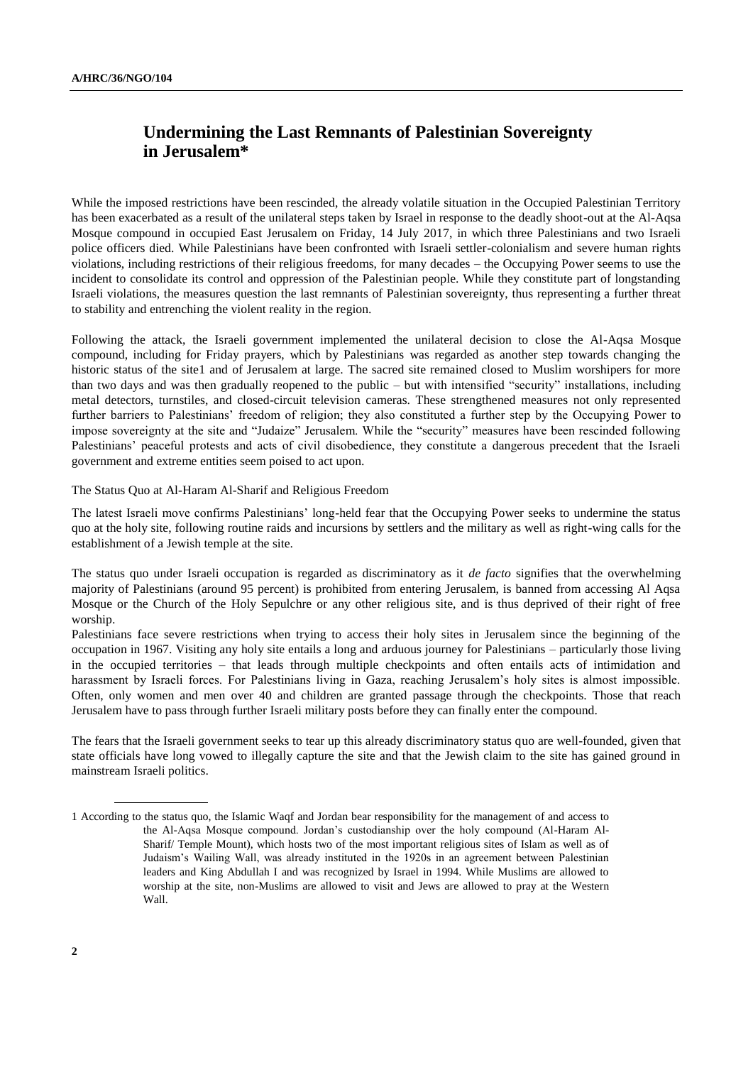# Undermining the Last Remnants of Palestinian Sovereignty in Jerusalem*

While the imposed restrictions have been rescinded, the already volatile situation in the Occupied Palestinian Territory has been exacerbated as a result of the unilateral steps taken by Israel in response to the deadly shoot-out at the Al-Aqsa Mosque compound in occupied East Jerusalem on Friday, 14 July 2017, in which three Palestinians and two Israeli police officers died. While Palestinians have been confronted with Israeli settler-colonialism and severe human rights violations, including restrictions of their religious freedoms, for many decades – the Occupying Power seems to use the incident to consolidate its control and oppression of the Palestinian people. While they constitute part of longstanding Israeli violations, the measures question the last remnants of Palestinian sovereignty, thus representing a further threat to stability and entrenching the violent reality in the region.

Following the attack, the Israeli government implemented the unilateral decision to close the Al-Aqsa Mosque compound, including for Friday prayers, which by Palestinians was regarded as another step towards changing the historic status of the site[1] and of Jerusalem at large. The sacred site remained closed to Muslim worshipers for more than two days and was then gradually reopened to the public – but with intensified "security" installations, including metal detectors, turnstiles, and closed-circuit television cameras. These strengthened measures not only represented further barriers to Palestinians' freedom of religion; they also constituted a further step by the Occupying Power to impose sovereignty at the site and "Judaize" Jerusalem. While the "security" measures have been rescinded following Palestinians' peaceful protests and acts of civil disobedience, they constitute a dangerous precedent that the Israeli government and extreme entities seem poised to act upon.

The Status Quo at Al-Haram Al-Sharif and Religious Freedom

The latest Israeli move confirms Palestinians' long-held fear that the Occupying Power seeks to undermine the status quo at the holy site, following routine raids and incursions by settlers and the military as well as right-wing calls for the establishment of a Jewish temple at the site.

The status quo under Israeli occupation is regarded as discriminatory as it *de facto* signifies that the overwhelming majority of Palestinians (around 95 percent) is prohibited from entering Jerusalem, is banned from accessing Al Aqsa Mosque or the Church of the Holy Sepulchre or any other religious site, and is thus deprived of their right of free worship.

Palestinians face severe restrictions when trying to access their holy sites in Jerusalem since the beginning of the occupation in 1967. Visiting any holy site entails a long and arduous journey for Palestinians – particularly those living in the occupied territories – that leads through multiple checkpoints and often entails acts of intimidation and harassment by Israeli forces. For Palestinians living in Gaza, reaching Jerusalem's holy sites is almost impossible. Often, only women and men over 40 and children are granted passage through the checkpoints. Those that reach Jerusalem have to pass through further Israeli military posts before they can finally enter the compound.

The fears that the Israeli government seeks to tear up this already discriminatory status quo are well-founded, given that state officials have long vowed to illegally capture the site and that the Jewish claim to the site has gained ground in mainstream Israeli politics.

---

[1] According to the status quo, the Islamic Waqf and Jordan bear responsibility for the management of and access to the Al-Aqsa Mosque compound. Jordan's custodianship over the holy compound (Al-Haram Al-Sharif/ Temple Mount), which hosts two of the most important religious sites of Islam as well as of Judaism's Wailing Wall, was already instituted in the 1920s in an agreement between Palestinian leaders and King Abdullah I and was recognized by Israel in 1994. While Muslims are allowed to worship at the site, non-Muslims are allowed to visit and Jews are allowed to pray at the Western Wall.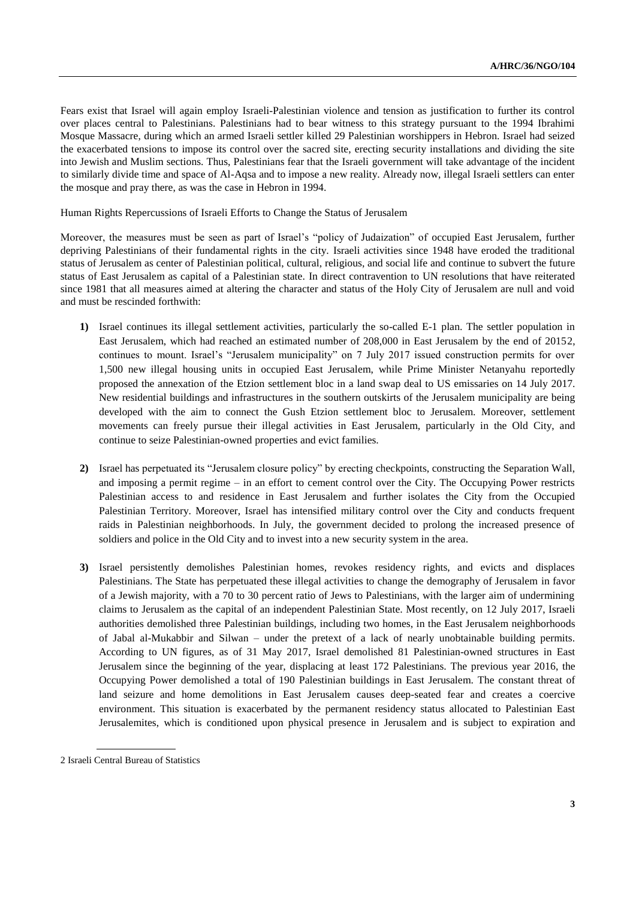Fears exist that Israel will again employ Israeli-Palestinian violence and tension as justification to further its control over places central to Palestinians. Palestinians had to bear witness to this strategy pursuant to the 1994 Ibrahimi Mosque Massacre, during which an armed Israeli settler killed 29 Palestinian worshippers in Hebron. Israel had seized the exacerbated tensions to impose its control over the sacred site, erecting security installations and dividing the site into Jewish and Muslim sections. Thus, Palestinians fear that the Israeli government will take advantage of the incident to similarly divide time and space of Al-Aqsa and to impose a new reality. Already now, illegal Israeli settlers can enter the mosque and pray there, as was the case in Hebron in 1994.

Human Rights Repercussions of Israeli Efforts to Change the Status of Jerusalem

Moreover, the measures must be seen as part of Israel's "policy of Judaization" of occupied East Jerusalem, further depriving Palestinians of their fundamental rights in the city. Israeli activities since 1948 have eroded the traditional status of Jerusalem as center of Palestinian political, cultural, religious, and social life and continue to subvert the future status of East Jerusalem as capital of a Palestinian state. In direct contravention to UN resolutions that have reiterated since 1981 that all measures aimed at altering the character and status of the Holy City of Jerusalem are null and void and must be rescinded forthwith:

1) Israel continues its illegal settlement activities, particularly the so-called E-1 plan. The settler population in East Jerusalem, which had reached an estimated number of 208,000 in East Jerusalem by the end of 2015[2], continues to mount. Israel's "Jerusalem municipality" on 7 July 2017 issued construction permits for over 1,500 new illegal housing units in occupied East Jerusalem, while Prime Minister Netanyahu reportedly proposed the annexation of the Etzion settlement bloc in a land swap deal to US emissaries on 14 July 2017. New residential buildings and infrastructures in the southern outskirts of the Jerusalem municipality are being developed with the aim to connect the Gush Etzion settlement bloc to Jerusalem. Moreover, settlement movements can freely pursue their illegal activities in East Jerusalem, particularly in the Old City, and continue to seize Palestinian-owned properties and evict families.

2) Israel has perpetuated its "Jerusalem closure policy" by erecting checkpoints, constructing the Separation Wall, and imposing a permit regime – in an effort to cement control over the City. The Occupying Power restricts Palestinian access to and residence in East Jerusalem and further isolates the City from the Occupied Palestinian Territory. Moreover, Israel has intensified military control over the City and conducts frequent raids in Palestinian neighborhoods. In July, the government decided to prolong the increased presence of soldiers and police in the Old City and to invest into a new security system in the area.

3) Israel persistently demolishes Palestinian homes, revokes residency rights, and evicts and displaces Palestinians. The State has perpetuated these illegal activities to change the demography of Jerusalem in favor of a Jewish majority, with a 70 to 30 percent ratio of Jews to Palestinians, with the larger aim of undermining claims to Jerusalem as the capital of an independent Palestinian State. Most recently, on 12 July 2017, Israeli authorities demolished three Palestinian buildings, including two homes, in the East Jerusalem neighborhoods of Jabal al-Mukabbir and Silwan – under the pretext of a lack of nearly unobtainable building permits. According to UN figures, as of 31 May 2017, Israel demolished 81 Palestinian-owned structures in East Jerusalem since the beginning of the year, displacing at least 172 Palestinians. The previous year 2016, the Occupying Power demolished a total of 190 Palestinian buildings in East Jerusalem. The constant threat of land seizure and home demolitions in East Jerusalem causes deep-seated fear and creates a coercive environment. This situation is exacerbated by the permanent residency status allocated to Palestinian East Jerusalemites, which is conditioned upon physical presence in Jerusalem and is subject to expiration and

---

2 Israeli Central Bureau of Statistics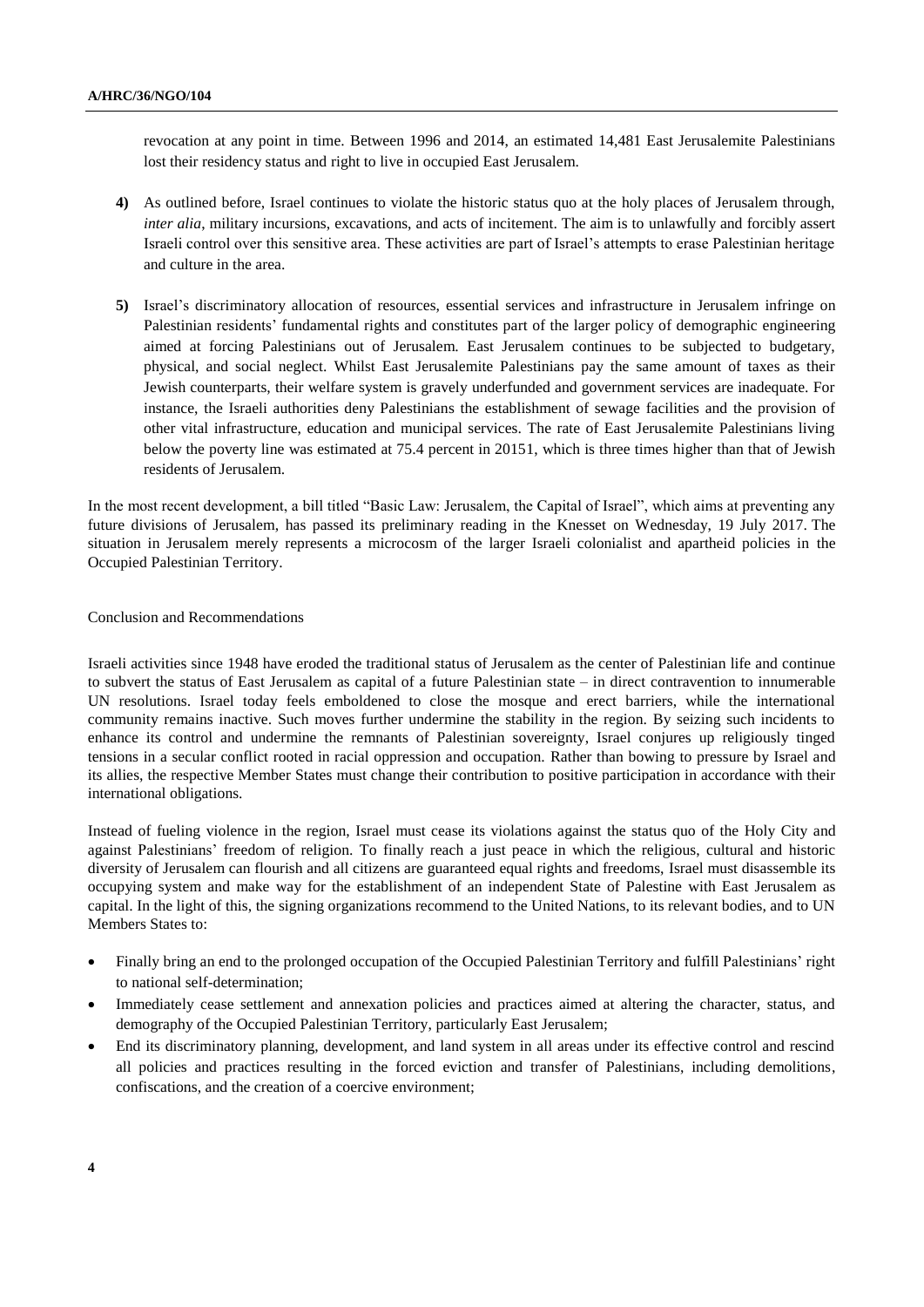revocation at any point in time. Between 1996 and 2014, an estimated 14,481 East Jerusalemite Palestinians lost their residency status and right to live in occupied East Jerusalem.

**4)** As outlined before, Israel continues to violate the historic status quo at the holy places of Jerusalem through, *inter alia*, military incursions, excavations, and acts of incitement. The aim is to unlawfully and forcibly assert Israeli control over this sensitive area. These activities are part of Israel's attempts to erase Palestinian heritage and culture in the area.

**5)** Israel's discriminatory allocation of resources, essential services and infrastructure in Jerusalem infringe on Palestinian residents' fundamental rights and constitutes part of the larger policy of demographic engineering aimed at forcing Palestinians out of Jerusalem. East Jerusalem continues to be subjected to budgetary, physical, and social neglect. Whilst East Jerusalemite Palestinians pay the same amount of taxes as their Jewish counterparts, their welfare system is gravely underfunded and government services are inadequate. For instance, the Israeli authorities deny Palestinians the establishment of sewage facilities and the provision of other vital infrastructure, education and municipal services. The rate of East Jerusalemite Palestinians living below the poverty line was estimated at 75.4 percent in 20151, which is three times higher than that of Jewish residents of Jerusalem.

In the most recent development, a bill titled "Basic Law: Jerusalem, the Capital of Israel", which aims at preventing any future divisions of Jerusalem, has passed its preliminary reading in the Knesset on Wednesday, 19 July 2017. The situation in Jerusalem merely represents a microcosm of the larger Israeli colonialist and apartheid policies in the Occupied Palestinian Territory.

Conclusion and Recommendations

Israeli activities since 1948 have eroded the traditional status of Jerusalem as the center of Palestinian life and continue to subvert the status of East Jerusalem as capital of a future Palestinian state – in direct contravention to innumerable UN resolutions. Israel today feels emboldened to close the mosque and erect barriers, while the international community remains inactive. Such moves further undermine the stability in the region. By seizing such incidents to enhance its control and undermine the remnants of Palestinian sovereignty, Israel conjures up religiously tinged tensions in a secular conflict rooted in racial oppression and occupation. Rather than bowing to pressure by Israel and its allies, the respective Member States must change their contribution to positive participation in accordance with their international obligations.

Instead of fueling violence in the region, Israel must cease its violations against the status quo of the Holy City and against Palestinians' freedom of religion. To finally reach a just peace in which the religious, cultural and historic diversity of Jerusalem can flourish and all citizens are guaranteed equal rights and freedoms, Israel must disassemble its occupying system and make way for the establishment of an independent State of Palestine with East Jerusalem as capital. In the light of this, the signing organizations recommend to the United Nations, to its relevant bodies, and to UN Members States to:

- Finally bring an end to the prolonged occupation of the Occupied Palestinian Territory and fulfill Palestinians' right to national self-determination;
- Immediately cease settlement and annexation policies and practices aimed at altering the character, status, and demography of the Occupied Palestinian Territory, particularly East Jerusalem;
- End its discriminatory planning, development, and land system in all areas under its effective control and rescind all policies and practices resulting in the forced eviction and transfer of Palestinians, including demolitions, confiscations, and the creation of a coercive environment;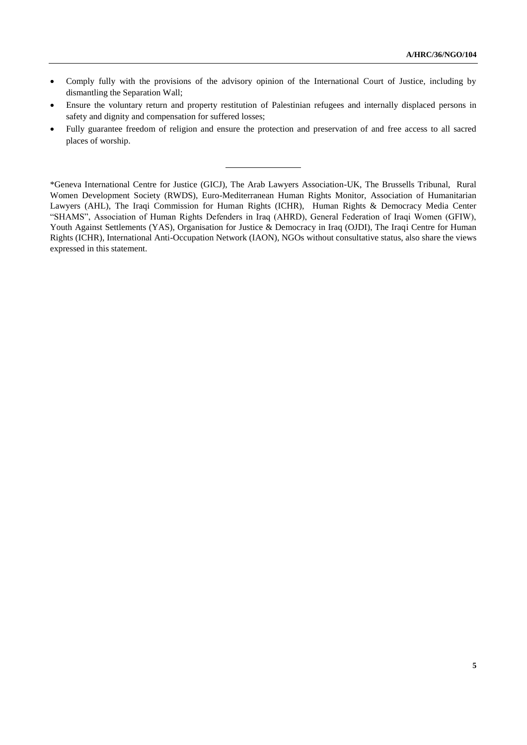- Comply fully with the provisions of the advisory opinion of the International Court of Justice, including by dismantling the Separation Wall;
- Ensure the voluntary return and property restitution of Palestinian refugees and internally displaced persons in safety and dignity and compensation for suffered losses;
- Fully guarantee freedom of religion and ensure the protection and preservation of and free access to all sacred places of worship.

---

*Geneva International Centre for Justice (GICJ), The Arab Lawyers Association-UK, The Brussells Tribunal, Rural Women Development Society (RWDS), Euro-Mediterranean Human Rights Monitor, Association of Humanitarian Lawyers (AHL), The Iraqi Commission for Human Rights (ICHR), Human Rights & Democracy Media Center "SHAMS", Association of Human Rights Defenders in Iraq (AHRD), General Federation of Iraqi Women (GFIW), Youth Against Settlements (YAS), Organisation for Justice & Democracy in Iraq (OJDI), The Iraqi Centre for Human Rights (ICHR), International Anti-Occupation Network (IAON), NGOs without consultative status, also share the views expressed in this statement.